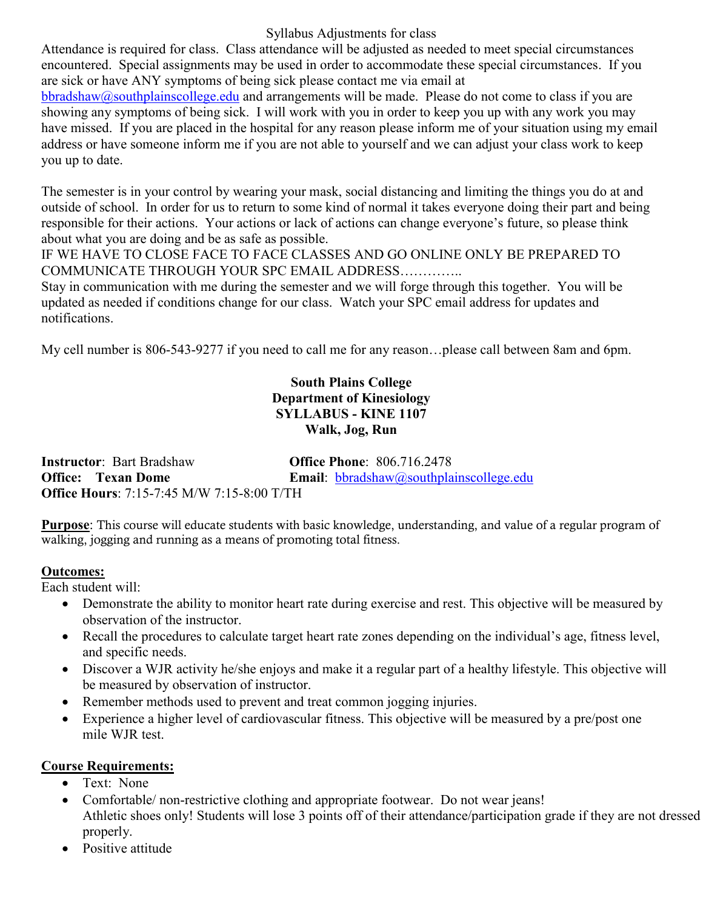Syllabus Adjustments for class

Attendance is required for class. Class attendance will be adjusted as needed to meet special circumstances encountered. Special assignments may be used in order to accommodate these special circumstances. If you are sick or have ANY symptoms of being sick please contact me via email at bbradshaw@southplainscollege.edu and arrangements will be made. Please do not come to class if you are showing any symptoms of being sick. I will work with you in order to keep you up with any work you may have missed. If you are placed in the hospital for any reason please inform me of your situation using my email address or have someone inform me if you are not able to yourself and we can adjust your class work to keep you up to date.

The semester is in your control by wearing your mask, social distancing and limiting the things you do at and outside of school. In order for us to return to some kind of normal it takes everyone doing their part and being responsible for their actions. Your actions or lack of actions can change everyone's future, so please think about what you are doing and be as safe as possible.

IF WE HAVE TO CLOSE FACE TO FACE CLASSES AND GO ONLINE ONLY BE PREPARED TO COMMUNICATE THROUGH YOUR SPC EMAIL ADDRESS…………..

Stay in communication with me during the semester and we will forge through this together. You will be updated as needed if conditions change for our class. Watch your SPC email address for updates and notifications.

My cell number is 806-543-9277 if you need to call me for any reason…please call between 8am and 6pm.

**South Plains College**
**Department of Kinesiology**
**SYLLABUS - KINE 1107**
**Walk, Jog, Run**

**Instructor**: Bart Bradshaw
**Office Phone**: 806.716.2478
**Office: Texan Dome**
**Email**: bbradshaw@southplainscollege.edu
**Office Hours**: 7:15-7:45 M/W 7:15-8:00 T/TH

**Purpose**: This course will educate students with basic knowledge, understanding, and value of a regular program of walking, jogging and running as a means of promoting total fitness.

**Outcomes:**

Each student will:

- Demonstrate the ability to monitor heart rate during exercise and rest. This objective will be measured by observation of the instructor.
- Recall the procedures to calculate target heart rate zones depending on the individual's age, fitness level, and specific needs.
- Discover a WJR activity he/she enjoys and make it a regular part of a healthy lifestyle. This objective will be measured by observation of instructor.
- Remember methods used to prevent and treat common jogging injuries.
- Experience a higher level of cardiovascular fitness. This objective will be measured by a pre/post one mile WJR test.

**Course Requirements:**

- Text: None
- Comfortable/ non-restrictive clothing and appropriate footwear. Do not wear jeans!
  Athletic shoes only! Students will lose 3 points off of their attendance/participation grade if they are not dressed properly.
- Positive attitude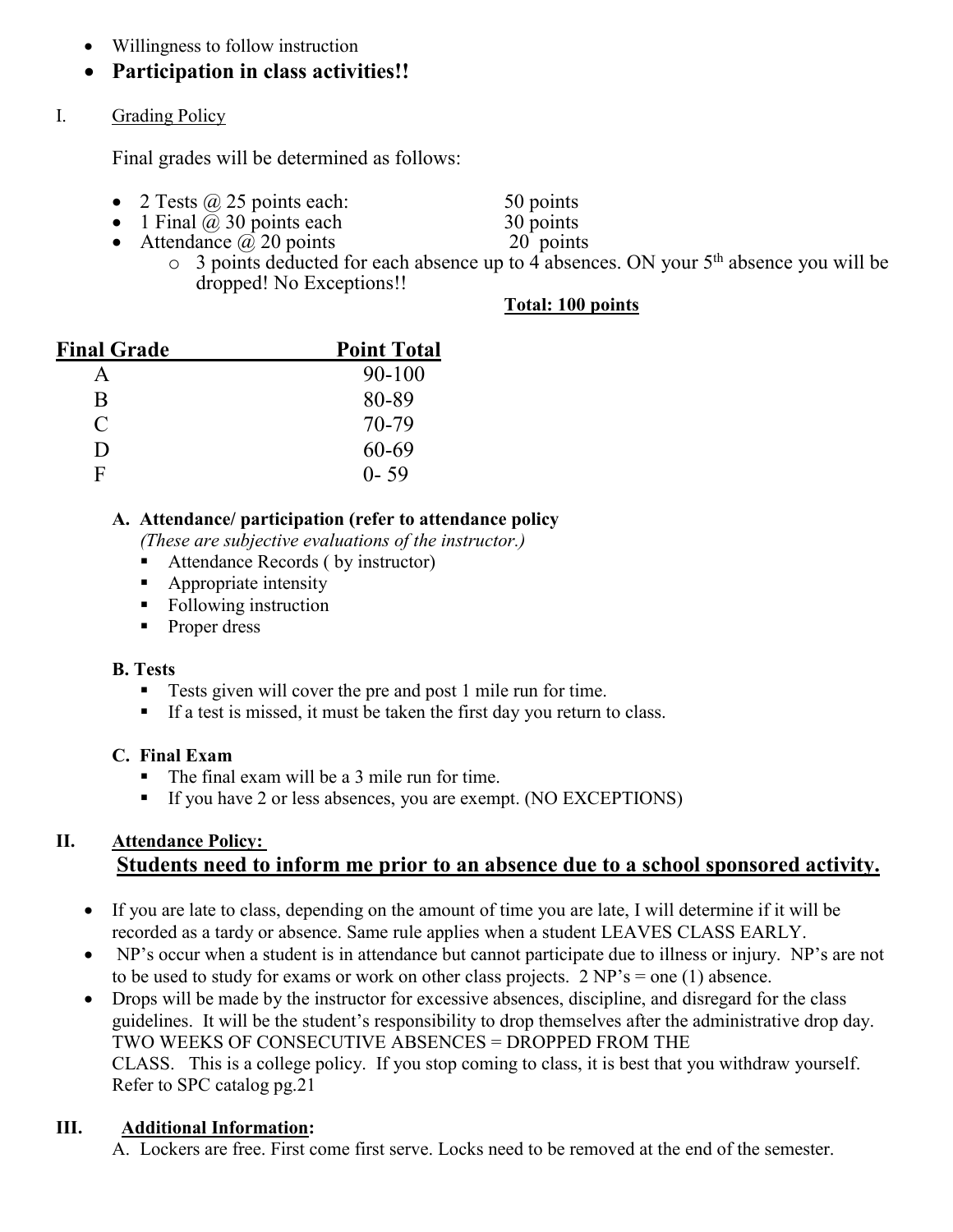- Willingness to follow instruction
- **Participation in class activities!!**

## I. Grading Policy

Final grades will be determined as follows:

- 2 Tests @ 25 points each: 50 points
- 1 Final @ 30 points each 30 points
- Attendance @ 20 points 20 points
  - 3 points deducted for each absence up to 4 absences. ON your 5th absence you will be dropped! No Exceptions!!

**Total: 100 points**

| Final Grade | Point Total |
|---|---|
| A | 90-100 |
| B | 80-89 |
| C | 70-79 |
| D | 60-69 |
| F | 0- 59 |

### A. Attendance/ participation (refer to attendance policy

*(These are subjective evaluations of the instructor.)*

- Attendance Records ( by instructor)
- Appropriate intensity
- Following instruction
- Proper dress

### B. Tests

- Tests given will cover the pre and post 1 mile run for time.
- If a test is missed, it must be taken the first day you return to class.

### C. Final Exam

- The final exam will be a 3 mile run for time.
- If you have 2 or less absences, you are exempt. (NO EXCEPTIONS)

## II. Attendance Policy:

**Students need to inform me prior to an absence due to a school sponsored activity.**

- If you are late to class, depending on the amount of time you are late, I will determine if it will be recorded as a tardy or absence. Same rule applies when a student LEAVES CLASS EARLY.
- NP's occur when a student is in attendance but cannot participate due to illness or injury. NP's are not to be used to study for exams or work on other class projects. 2 NP's = one (1) absence.
- Drops will be made by the instructor for excessive absences, discipline, and disregard for the class guidelines. It will be the student's responsibility to drop themselves after the administrative drop day. TWO WEEKS OF CONSECUTIVE ABSENCES = DROPPED FROM THE CLASS. This is a college policy. If you stop coming to class, it is best that you withdraw yourself. Refer to SPC catalog pg.21

## III. Additional Information:

A. Lockers are free. First come first serve. Locks need to be removed at the end of the semester.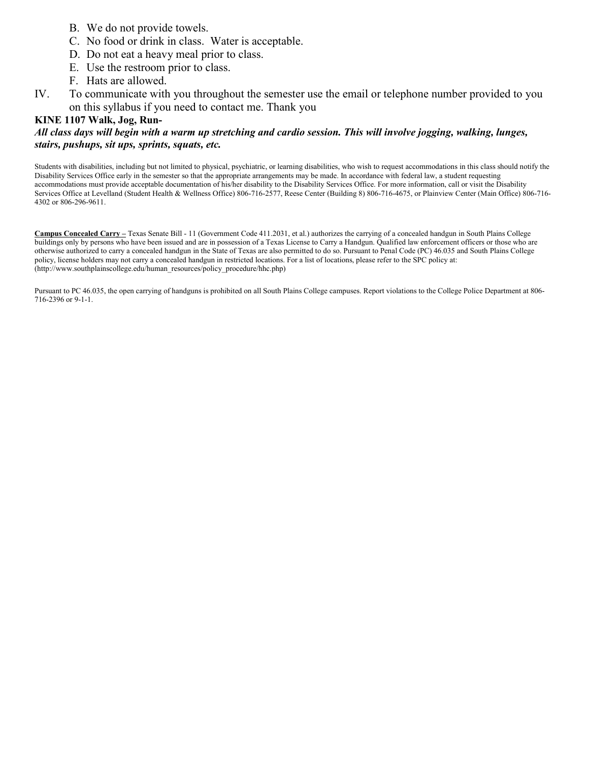B. We do not provide towels.
C. No food or drink in class. Water is acceptable.
D. Do not eat a heavy meal prior to class.
E. Use the restroom prior to class.
F. Hats are allowed.

IV. To communicate with you throughout the semester use the email or telephone number provided to you on this syllabus if you need to contact me. Thank you

**KINE 1107 Walk, Jog, Run-**

***All class days will begin with a warm up stretching and cardio session. This will involve jogging, walking, lunges, stairs, pushups, sit ups, sprints, squats, etc.***

Students with disabilities, including but not limited to physical, psychiatric, or learning disabilities, who wish to request accommodations in this class should notify the Disability Services Office early in the semester so that the appropriate arrangements may be made. In accordance with federal law, a student requesting accommodations must provide acceptable documentation of his/her disability to the Disability Services Office. For more information, call or visit the Disability Services Office at Levelland (Student Health & Wellness Office) 806-716-2577, Reese Center (Building 8) 806-716-4675, or Plainview Center (Main Office) 806-716-4302 or 806-296-9611.

**Campus Concealed Carry –** Texas Senate Bill - 11 (Government Code 411.2031, et al.) authorizes the carrying of a concealed handgun in South Plains College buildings only by persons who have been issued and are in possession of a Texas License to Carry a Handgun. Qualified law enforcement officers or those who are otherwise authorized to carry a concealed handgun in the State of Texas are also permitted to do so. Pursuant to Penal Code (PC) 46.035 and South Plains College policy, license holders may not carry a concealed handgun in restricted locations. For a list of locations, please refer to the SPC policy at: (http://www.southplainscollege.edu/human_resources/policy_procedure/hhc.php)

Pursuant to PC 46.035, the open carrying of handguns is prohibited on all South Plains College campuses. Report violations to the College Police Department at 806-716-2396 or 9-1-1.